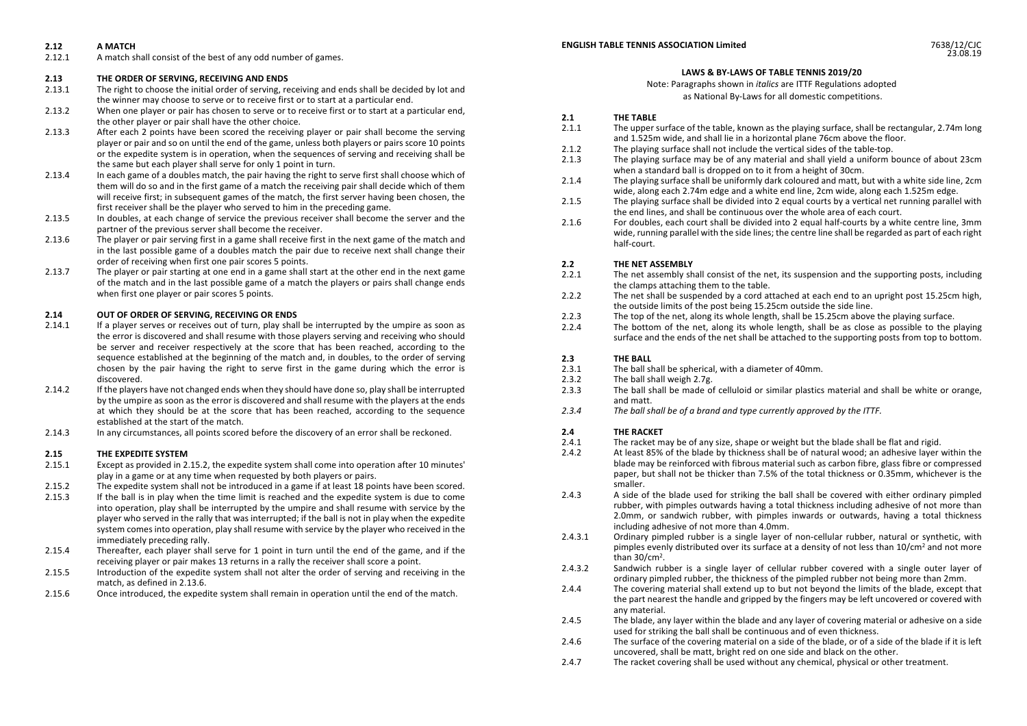## 2.12 A MATCH

2.12.1 A match shall consist of the best of any odd number of games.

## 2.13 THE ORDER OF SERVING, RECEIVING AND ENDS

2.13.1 The right to choose the initial order of serving, receiving and ends shall be decided by lot and the winner may choose to serve or to receive first or to start at a particular end.

2.13.2 When one player or pair has chosen to serve or to receive first or to start at a particular end, the other player or pair shall have the other choice.

2.13.3 After each 2 points have been scored the receiving player or pair shall become the serving player or pair and so on until the end of the game, unless both players or pairs score 10 points or the expedite system is in operation, when the sequences of serving and receiving shall be the same but each player shall serve for only 1 point in turn.

2.13.4 In each game of a doubles match, the pair having the right to serve first shall choose which of them will do so and in the first game of a match the receiving pair shall decide which of them will receive first; in subsequent games of the match, the first server having been chosen, the first receiver shall be the player who served to him in the preceding game.

2.13.5 In doubles, at each change of service the previous receiver shall become the server and the partner of the previous server shall become the receiver.

2.13.6 The player or pair serving first in a game shall receive first in the next game of the match and in the last possible game of a doubles match the pair due to receive next shall change their order of receiving when first one pair scores 5 points.

2.13.7 The player or pair starting at one end in a game shall start at the other end in the next game of the match and in the last possible game of a match the players or pairs shall change ends when first one player or pair scores 5 points.

## 2.14 OUT OF ORDER OF SERVING, RECEIVING OR ENDS

2.14.1 If a player serves or receives out of turn, play shall be interrupted by the umpire as soon as the error is discovered and shall resume with those players serving and receiving who should be server and receiver respectively at the score that has been reached, according to the sequence established at the beginning of the match and, in doubles, to the order of serving chosen by the pair having the right to serve first in the game during which the error is discovered.

2.14.2 If the players have not changed ends when they should have done so, play shall be interrupted by the umpire as soon as the error is discovered and shall resume with the players at the ends at which they should be at the score that has been reached, according to the sequence established at the start of the match.

2.14.3 In any circumstances, all points scored before the discovery of an error shall be reckoned.

## 2.15 THE EXPEDITE SYSTEM

2.15.1 Except as provided in 2.15.2, the expedite system shall come into operation after 10 minutes' play in a game or at any time when requested by both players or pairs.

2.15.2 The expedite system shall not be introduced in a game if at least 18 points have been scored.

2.15.3 If the ball is in play when the time limit is reached and the expedite system is due to come into operation, play shall be interrupted by the umpire and shall resume with service by the player who served in the rally that was interrupted; if the ball is not in play when the expedite system comes into operation, play shall resume with service by the player who received in the immediately preceding rally.

2.15.4 Thereafter, each player shall serve for 1 point in turn until the end of the game, and if the receiving player or pair makes 13 returns in a rally the receiver shall score a point.

2.15.5 Introduction of the expedite system shall not alter the order of serving and receiving in the match, as defined in 2.13.6.

2.15.6 Once introduced, the expedite system shall remain in operation until the end of the match.

**ENGLISH TABLE TENNIS ASSOCIATION Limited** 7638/12/CJC 23.08.19

# LAWS & BY-LAWS OF TABLE TENNIS 2019/20

Note: Paragraphs shown in *italics* are ITTF Regulations adopted as National By-Laws for all domestic competitions.

## 2.1 THE TABLE

2.1.1 The upper surface of the table, known as the playing surface, shall be rectangular, 2.74m long and 1.525m wide, and shall lie in a horizontal plane 76cm above the floor.

2.1.2 The playing surface shall not include the vertical sides of the table-top.

2.1.3 The playing surface may be of any material and shall yield a uniform bounce of about 23cm when a standard ball is dropped on to it from a height of 30cm.

2.1.4 The playing surface shall be uniformly dark coloured and matt, but with a white side line, 2cm wide, along each 2.74m edge and a white end line, 2cm wide, along each 1.525m edge.

2.1.5 The playing surface shall be divided into 2 equal courts by a vertical net running parallel with the end lines, and shall be continuous over the whole area of each court.

2.1.6 For doubles, each court shall be divided into 2 equal half-courts by a white centre line, 3mm wide, running parallel with the side lines; the centre line shall be regarded as part of each right half-court.

## 2.2 THE NET ASSEMBLY

2.2.1 The net assembly shall consist of the net, its suspension and the supporting posts, including the clamps attaching them to the table.

2.2.2 The net shall be suspended by a cord attached at each end to an upright post 15.25cm high, the outside limits of the post being 15.25cm outside the side line.

2.2.3 The top of the net, along its whole length, shall be 15.25cm above the playing surface.

2.2.4 The bottom of the net, along its whole length, shall be as close as possible to the playing surface and the ends of the net shall be attached to the supporting posts from top to bottom.

## 2.3 THE BALL

2.3.1 The ball shall be spherical, with a diameter of 40mm.

2.3.2 The ball shall weigh 2.7g.

2.3.3 The ball shall be made of celluloid or similar plastics material and shall be white or orange, and matt.

*2.3.4 The ball shall be of a brand and type currently approved by the ITTF.*

## 2.4 THE RACKET

2.4.1 The racket may be of any size, shape or weight but the blade shall be flat and rigid.

2.4.2 At least 85% of the blade by thickness shall be of natural wood; an adhesive layer within the blade may be reinforced with fibrous material such as carbon fibre, glass fibre or compressed paper, but shall not be thicker than 7.5% of the total thickness or 0.35mm, whichever is the smaller.

2.4.3 A side of the blade used for striking the ball shall be covered with either ordinary pimpled rubber, with pimples outwards having a total thickness including adhesive of not more than 2.0mm, or sandwich rubber, with pimples inwards or outwards, having a total thickness including adhesive of not more than 4.0mm.

2.4.3.1 Ordinary pimpled rubber is a single layer of non-cellular rubber, natural or synthetic, with pimples evenly distributed over its surface at a density of not less than $10/cm^2$ and not more than $30/cm^2$.

2.4.3.2 Sandwich rubber is a single layer of cellular rubber covered with a single outer layer of ordinary pimpled rubber, the thickness of the pimpled rubber not being more than 2mm.

2.4.4 The covering material shall extend up to but not beyond the limits of the blade, except that the part nearest the handle and gripped by the fingers may be left uncovered or covered with any material.

2.4.5 The blade, any layer within the blade and any layer of covering material or adhesive on a side used for striking the ball shall be continuous and of even thickness.

2.4.6 The surface of the covering material on a side of the blade, or of a side of the blade if it is left uncovered, shall be matt, bright red on one side and black on the other.

2.4.7 The racket covering shall be used without any chemical, physical or other treatment.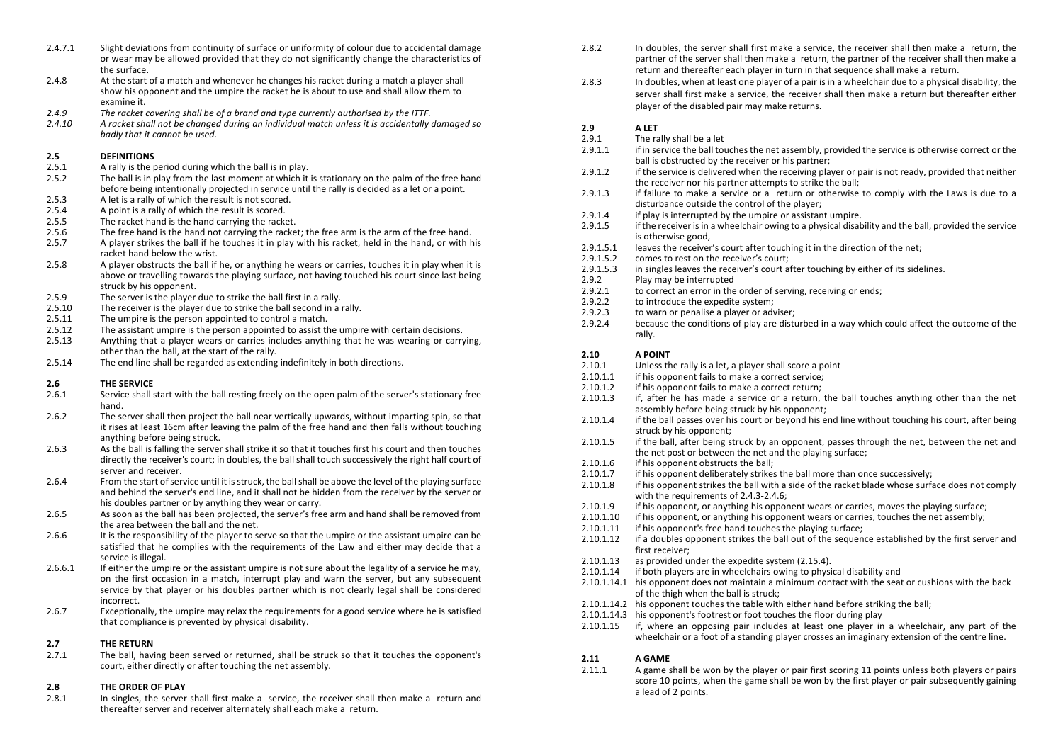2.4.7.1 Slight deviations from continuity of surface or uniformity of colour due to accidental damage or wear may be allowed provided that they do not significantly change the characteristics of the surface.

2.4.8 At the start of a match and whenever he changes his racket during a match a player shall show his opponent and the umpire the racket he is about to use and shall allow them to examine it.

*2.4.9 The racket covering shall be of a brand and type currently authorised by the ITTF.*

*2.4.10 A racket shall not be changed during an individual match unless it is accidentally damaged so badly that it cannot be used.*

## 2.5 DEFINITIONS

2.5.1 A rally is the period during which the ball is in play.

2.5.2 The ball is in play from the last moment at which it is stationary on the palm of the free hand before being intentionally projected in service until the rally is decided as a let or a point.

2.5.3 A let is a rally of which the result is not scored.

2.5.4 A point is a rally of which the result is scored.

2.5.5 The racket hand is the hand carrying the racket.

2.5.6 The free hand is the hand not carrying the racket; the free arm is the arm of the free hand.

2.5.7 A player strikes the ball if he touches it in play with his racket, held in the hand, or with his racket hand below the wrist.

2.5.8 A player obstructs the ball if he, or anything he wears or carries, touches it in play when it is above or travelling towards the playing surface, not having touched his court since last being struck by his opponent.

2.5.9 The server is the player due to strike the ball first in a rally.

2.5.10 The receiver is the player due to strike the ball second in a rally.

2.5.11 The umpire is the person appointed to control a match.

2.5.12 The assistant umpire is the person appointed to assist the umpire with certain decisions.

2.5.13 Anything that a player wears or carries includes anything that he was wearing or carrying, other than the ball, at the start of the rally.

2.5.14 The end line shall be regarded as extending indefinitely in both directions.

## 2.6 THE SERVICE

2.6.1 Service shall start with the ball resting freely on the open palm of the server's stationary free hand.

2.6.2 The server shall then project the ball near vertically upwards, without imparting spin, so that it rises at least 16cm after leaving the palm of the free hand and then falls without touching anything before being struck.

2.6.3 As the ball is falling the server shall strike it so that it touches first his court and then touches directly the receiver's court; in doubles, the ball shall touch successively the right half court of server and receiver.

2.6.4 From the start of service until it is struck, the ball shall be above the level of the playing surface and behind the server's end line, and it shall not be hidden from the receiver by the server or his doubles partner or by anything they wear or carry.

2.6.5 As soon as the ball has been projected, the server's free arm and hand shall be removed from the area between the ball and the net.

2.6.6 It is the responsibility of the player to serve so that the umpire or the assistant umpire can be satisfied that he complies with the requirements of the Law and either may decide that a service is illegal.

2.6.6.1 If either the umpire or the assistant umpire is not sure about the legality of a service he may, on the first occasion in a match, interrupt play and warn the server, but any subsequent service by that player or his doubles partner which is not clearly legal shall be considered incorrect.

2.6.7 Exceptionally, the umpire may relax the requirements for a good service where he is satisfied that compliance is prevented by physical disability.

## 2.7 THE RETURN

2.7.1 The ball, having been served or returned, shall be struck so that it touches the opponent's court, either directly or after touching the net assembly.

## 2.8 THE ORDER OF PLAY

2.8.1 In singles, the server shall first make a service, the receiver shall then make a return and thereafter server and receiver alternately shall each make a return.

2.8.2 In doubles, the server shall first make a service, the receiver shall then make a return, the partner of the server shall then make a return, the partner of the receiver shall then make a return and thereafter each player in turn in that sequence shall make a return.

2.8.3 In doubles, when at least one player of a pair is in a wheelchair due to a physical disability, the server shall first make a service, the receiver shall then make a return but thereafter either player of the disabled pair may make returns.

## 2.9 A LET

2.9.1 The rally shall be a let

2.9.1.1 if in service the ball touches the net assembly, provided the service is otherwise correct or the ball is obstructed by the receiver or his partner;

2.9.1.2 if the service is delivered when the receiving player or pair is not ready, provided that neither the receiver nor his partner attempts to strike the ball;

2.9.1.3 if failure to make a service or a return or otherwise to comply with the Laws is due to a disturbance outside the control of the player;

2.9.1.4 if play is interrupted by the umpire or assistant umpire.

2.9.1.5 if the receiver is in a wheelchair owing to a physical disability and the ball, provided the service is otherwise good,

2.9.1.5.1 leaves the receiver's court after touching it in the direction of the net;

2.9.1.5.2 comes to rest on the receiver's court;

2.9.1.5.3 in singles leaves the receiver's court after touching by either of its sidelines.

2.9.2 Play may be interrupted

2.9.2.1 to correct an error in the order of serving, receiving or ends;

2.9.2.2 to introduce the expedite system;

2.9.2.3 to warn or penalise a player or adviser;

2.9.2.4 because the conditions of play are disturbed in a way which could affect the outcome of the rally.

## 2.10 A POINT

2.10.1 Unless the rally is a let, a player shall score a point

2.10.1.1 if his opponent fails to make a correct service;

2.10.1.2 if his opponent fails to make a correct return;

2.10.1.3 if, after he has made a service or a return, the ball touches anything other than the net assembly before being struck by his opponent;

2.10.1.4 if the ball passes over his court or beyond his end line without touching his court, after being struck by his opponent;

2.10.1.5 if the ball, after being struck by an opponent, passes through the net, between the net and the net post or between the net and the playing surface;

2.10.1.6 if his opponent obstructs the ball;

2.10.1.7 if his opponent deliberately strikes the ball more than once successively;

2.10.1.8 if his opponent strikes the ball with a side of the racket blade whose surface does not comply with the requirements of 2.4.3-2.4.6;

2.10.1.9 if his opponent, or anything his opponent wears or carries, moves the playing surface;

2.10.1.10 if his opponent, or anything his opponent wears or carries, touches the net assembly;

2.10.1.11 if his opponent's free hand touches the playing surface;

2.10.1.12 if a doubles opponent strikes the ball out of the sequence established by the first server and first receiver;

2.10.1.13 as provided under the expedite system (2.15.4).

2.10.1.14 if both players are in wheelchairs owing to physical disability and

2.10.1.14.1 his opponent does not maintain a minimum contact with the seat or cushions with the back of the thigh when the ball is struck;

2.10.1.14.2 his opponent touches the table with either hand before striking the ball;

2.10.1.14.3 his opponent's footrest or foot touches the floor during play

2.10.1.15 if, where an opposing pair includes at least one player in a wheelchair, any part of the wheelchair or a foot of a standing player crosses an imaginary extension of the centre line.

## 2.11 A GAME

2.11.1 A game shall be won by the player or pair first scoring 11 points unless both players or pairs score 10 points, when the game shall be won by the first player or pair subsequently gaining a lead of 2 points.